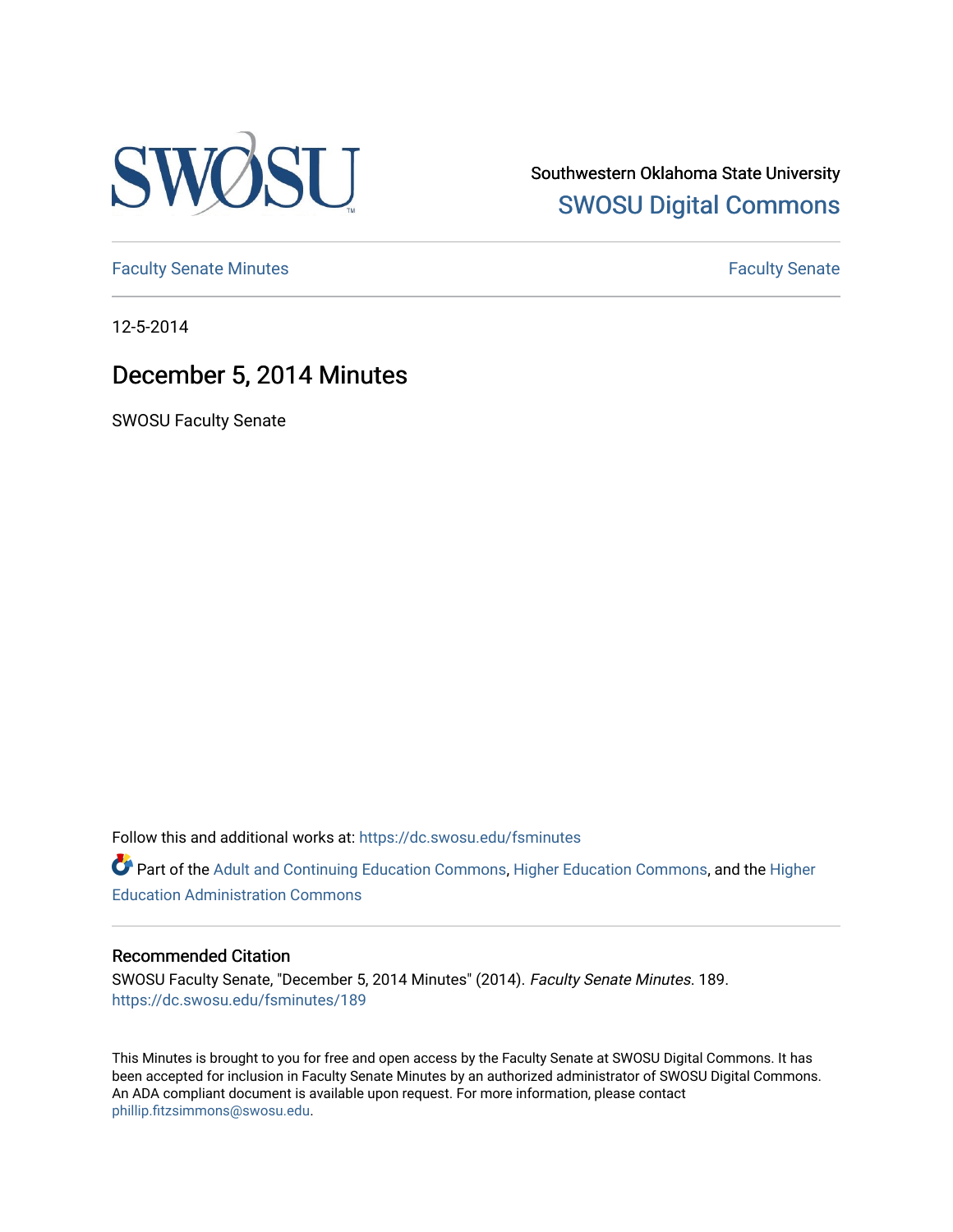Southwestern Oklahoma State University

SWOSU Digital Commons

Faculty Senate Minutes

Faculty Senate

12-5-2014

# December 5, 2014 Minutes

SWOSU Faculty Senate

Follow this and additional works at: https://dc.swosu.edu/fsminutes

Part of the Adult and Continuing Education Commons, Higher Education Commons, and the Higher Education Administration Commons

### Recommended Citation

SWOSU Faculty Senate, "December 5, 2014 Minutes" (2014). *Faculty Senate Minutes*. 189.
https://dc.swosu.edu/fsminutes/189

This Minutes is brought to you for free and open access by the Faculty Senate at SWOSU Digital Commons. It has been accepted for inclusion in Faculty Senate Minutes by an authorized administrator of SWOSU Digital Commons. An ADA compliant document is available upon request. For more information, please contact phillip.fitzsimmons@swosu.edu.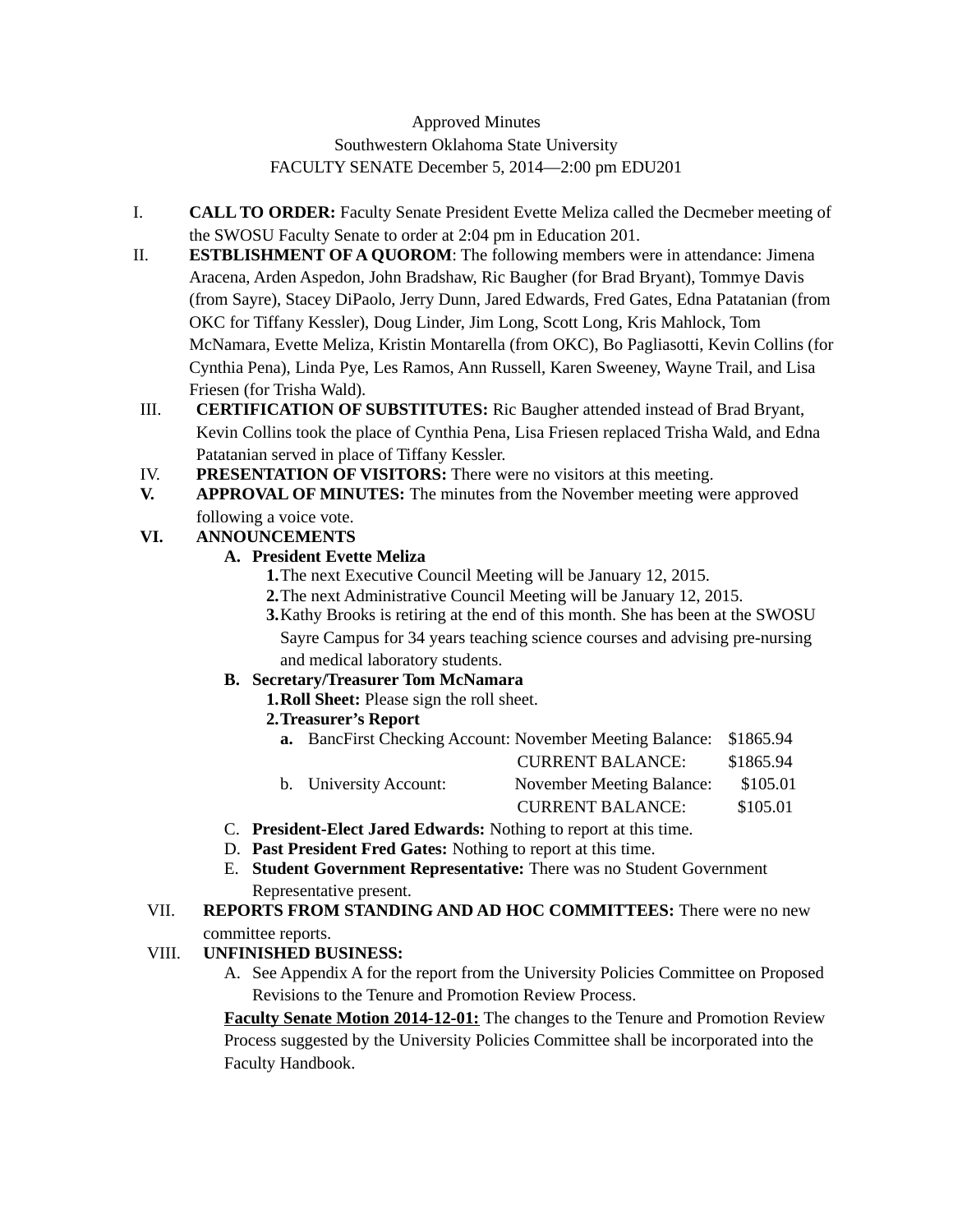Approved Minutes
Southwestern Oklahoma State University
FACULTY SENATE December 5, 2014—2:00 pm EDU201

I. **CALL TO ORDER:** Faculty Senate President Evette Meliza called the Decmeber meeting of the SWOSU Faculty Senate to order at 2:04 pm in Education 201.

II. **ESTBLISHMENT OF A QUOROM**: The following members were in attendance: Jimena Aracena, Arden Aspedon, John Bradshaw, Ric Baugher (for Brad Bryant), Tommye Davis (from Sayre), Stacey DiPaolo, Jerry Dunn, Jared Edwards, Fred Gates, Edna Patatanian (from OKC for Tiffany Kessler), Doug Linder, Jim Long, Scott Long, Kris Mahlock, Tom McNamara, Evette Meliza, Kristin Montarella (from OKC), Bo Pagliasotti, Kevin Collins (for Cynthia Pena), Linda Pye, Les Ramos, Ann Russell, Karen Sweeney, Wayne Trail, and Lisa Friesen (for Trisha Wald).

III. **CERTIFICATION OF SUBSTITUTES:** Ric Baugher attended instead of Brad Bryant, Kevin Collins took the place of Cynthia Pena, Lisa Friesen replaced Trisha Wald, and Edna Patatanian served in place of Tiffany Kessler.

IV. **PRESENTATION OF VISITORS:** There were no visitors at this meeting.

**V.** **APPROVAL OF MINUTES:** The minutes from the November meeting were approved following a voice vote.

**VI.** **ANNOUNCEMENTS**

**A. President Evette Meliza**

**1.** The next Executive Council Meeting will be January 12, 2015.

**2.** The next Administrative Council Meeting will be January 12, 2015.

**3.** Kathy Brooks is retiring at the end of this month. She has been at the SWOSU Sayre Campus for 34 years teaching science courses and advising pre-nursing and medical laboratory students.

**B. Secretary/Treasurer Tom McNamara**

**1. Roll Sheet:** Please sign the roll sheet.

**2. Treasurer's Report**

| | | | |
|---|---|---|---|
| **a.** | BancFirst Checking Account: | November Meeting Balance: | $1865.94 |
| | | CURRENT BALANCE: | $1865.94 |
| b. | University Account: | November Meeting Balance: | $105.01 |
| | | CURRENT BALANCE: | $105.01 |

C. **President-Elect Jared Edwards:** Nothing to report at this time.

D. **Past President Fred Gates:** Nothing to report at this time.

E. **Student Government Representative:** There was no Student Government Representative present.

VII. **REPORTS FROM STANDING AND AD HOC COMMITTEES:** There were no new committee reports.

VIII. **UNFINISHED BUSINESS:**

A. See Appendix A for the report from the University Policies Committee on Proposed Revisions to the Tenure and Promotion Review Process.

**Faculty Senate Motion 2014-12-01:** The changes to the Tenure and Promotion Review Process suggested by the University Policies Committee shall be incorporated into the Faculty Handbook.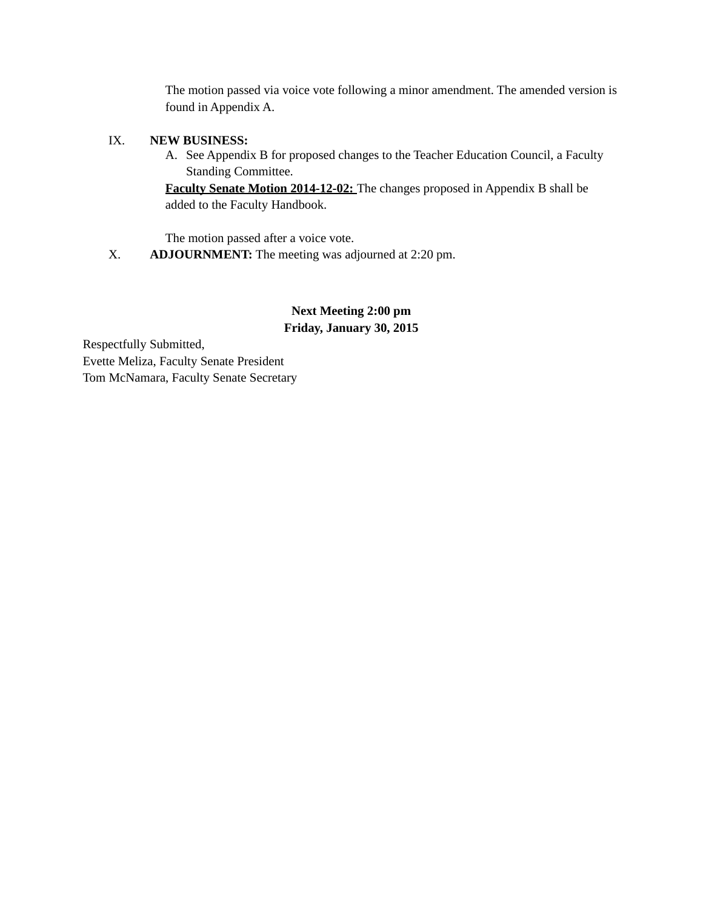The motion passed via voice vote following a minor amendment. The amended version is found in Appendix A.

IX. **NEW BUSINESS:**

A. See Appendix B for proposed changes to the Teacher Education Council, a Faculty Standing Committee.

**<u>Faculty Senate Motion 2014-12-02:</u>** The changes proposed in Appendix B shall be added to the Faculty Handbook.

The motion passed after a voice vote.

X. **ADJOURNMENT:** The meeting was adjourned at 2:20 pm.

**Next Meeting 2:00 pm**
**Friday, January 30, 2015**

Respectfully Submitted,
Evette Meliza, Faculty Senate President
Tom McNamara, Faculty Senate Secretary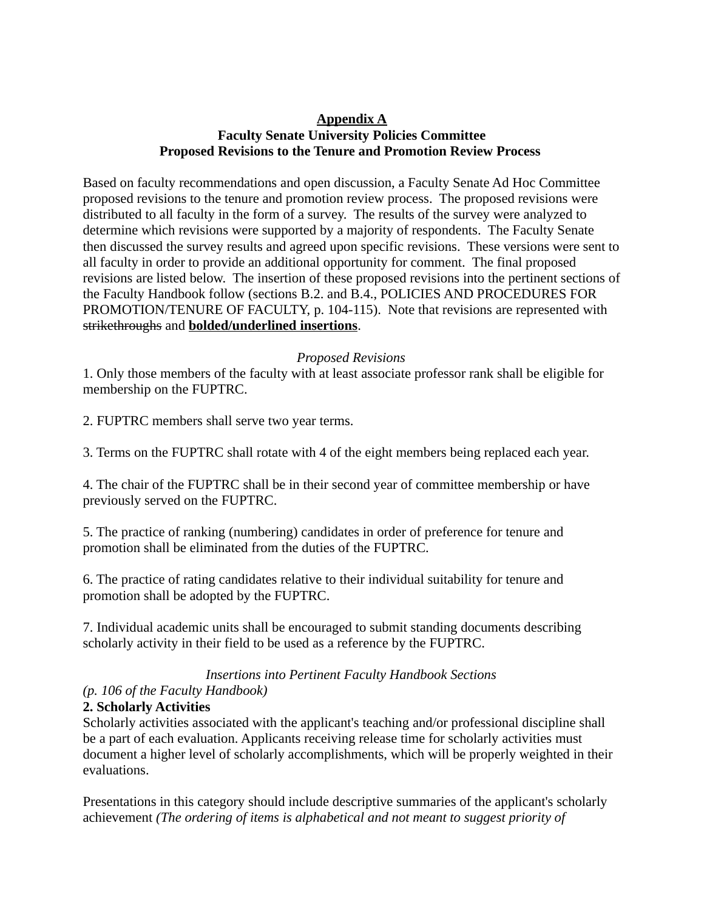<u>**Appendix A**</u>

**Faculty Senate University Policies Committee**

**Proposed Revisions to the Tenure and Promotion Review Process**

Based on faculty recommendations and open discussion, a Faculty Senate Ad Hoc Committee proposed revisions to the tenure and promotion review process. The proposed revisions were distributed to all faculty in the form of a survey. The results of the survey were analyzed to determine which revisions were supported by a majority of respondents. The Faculty Senate then discussed the survey results and agreed upon specific revisions. These versions were sent to all faculty in order to provide an additional opportunity for comment. The final proposed revisions are listed below. The insertion of these proposed revisions into the pertinent sections of the Faculty Handbook follow (sections B.2. and B.4., POLICIES AND PROCEDURES FOR PROMOTION/TENURE OF FACULTY, p. 104-115). Note that revisions are represented with ~~strikethroughs~~ and <u>**bolded/underlined insertions**</u>.

*Proposed Revisions*

1. Only those members of the faculty with at least associate professor rank shall be eligible for membership on the FUPTRC.

2. FUPTRC members shall serve two year terms.

3. Terms on the FUPTRC shall rotate with 4 of the eight members being replaced each year.

4. The chair of the FUPTRC shall be in their second year of committee membership or have previously served on the FUPTRC.

5. The practice of ranking (numbering) candidates in order of preference for tenure and promotion shall be eliminated from the duties of the FUPTRC.

6. The practice of rating candidates relative to their individual suitability for tenure and promotion shall be adopted by the FUPTRC.

7. Individual academic units shall be encouraged to submit standing documents describing scholarly activity in their field to be used as a reference by the FUPTRC.

*Insertions into Pertinent Faculty Handbook Sections*

*(p. 106 of the Faculty Handbook)*

**2. Scholarly Activities**

Scholarly activities associated with the applicant's teaching and/or professional discipline shall be a part of each evaluation. Applicants receiving release time for scholarly activities must document a higher level of scholarly accomplishments, which will be properly weighted in their evaluations.

Presentations in this category should include descriptive summaries of the applicant's scholarly achievement *(The ordering of items is alphabetical and not meant to suggest priority of*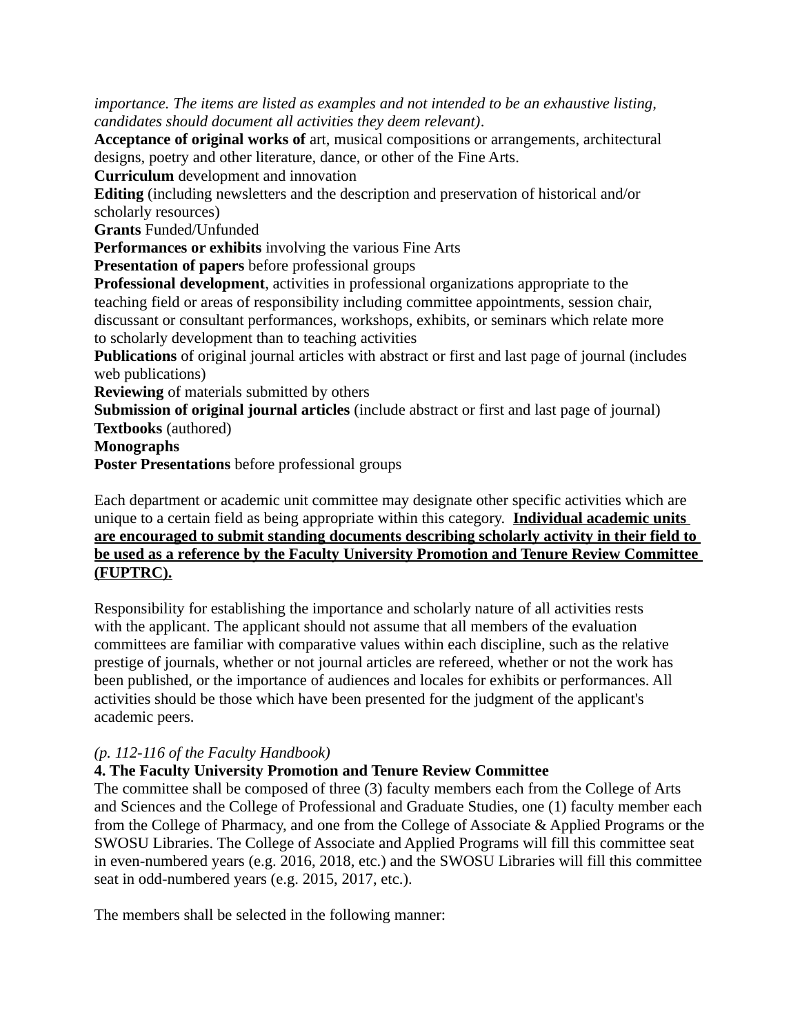*importance. The items are listed as examples and not intended to be an exhaustive listing, candidates should document all activities they deem relevant)*.

**Acceptance of original works of** art, musical compositions or arrangements, architectural designs, poetry and other literature, dance, or other of the Fine Arts.

**Curriculum** development and innovation

**Editing** (including newsletters and the description and preservation of historical and/or scholarly resources)

**Grants** Funded/Unfunded

**Performances or exhibits** involving the various Fine Arts

**Presentation of papers** before professional groups

**Professional development**, activities in professional organizations appropriate to the teaching field or areas of responsibility including committee appointments, session chair, discussant or consultant performances, workshops, exhibits, or seminars which relate more to scholarly development than to teaching activities

**Publications** of original journal articles with abstract or first and last page of journal (includes web publications)

**Reviewing** of materials submitted by others

**Submission of original journal articles** (include abstract or first and last page of journal)

**Textbooks** (authored)

**Monographs**

**Poster Presentations** before professional groups

Each department or academic unit committee may designate other specific activities which are unique to a certain field as being appropriate within this category. **Individual academic units are encouraged to submit standing documents describing scholarly activity in their field to be used as a reference by the Faculty University Promotion and Tenure Review Committee (FUPTRC).**

Responsibility for establishing the importance and scholarly nature of all activities rests with the applicant. The applicant should not assume that all members of the evaluation committees are familiar with comparative values within each discipline, such as the relative prestige of journals, whether or not journal articles are refereed, whether or not the work has been published, or the importance of audiences and locales for exhibits or performances. All activities should be those which have been presented for the judgment of the applicant's academic peers.

*(p. 112-116 of the Faculty Handbook)*

**4. The Faculty University Promotion and Tenure Review Committee**

The committee shall be composed of three (3) faculty members each from the College of Arts and Sciences and the College of Professional and Graduate Studies, one (1) faculty member each from the College of Pharmacy, and one from the College of Associate & Applied Programs or the SWOSU Libraries. The College of Associate and Applied Programs will fill this committee seat in even-numbered years (e.g. 2016, 2018, etc.) and the SWOSU Libraries will fill this committee seat in odd-numbered years (e.g. 2015, 2017, etc.).

The members shall be selected in the following manner: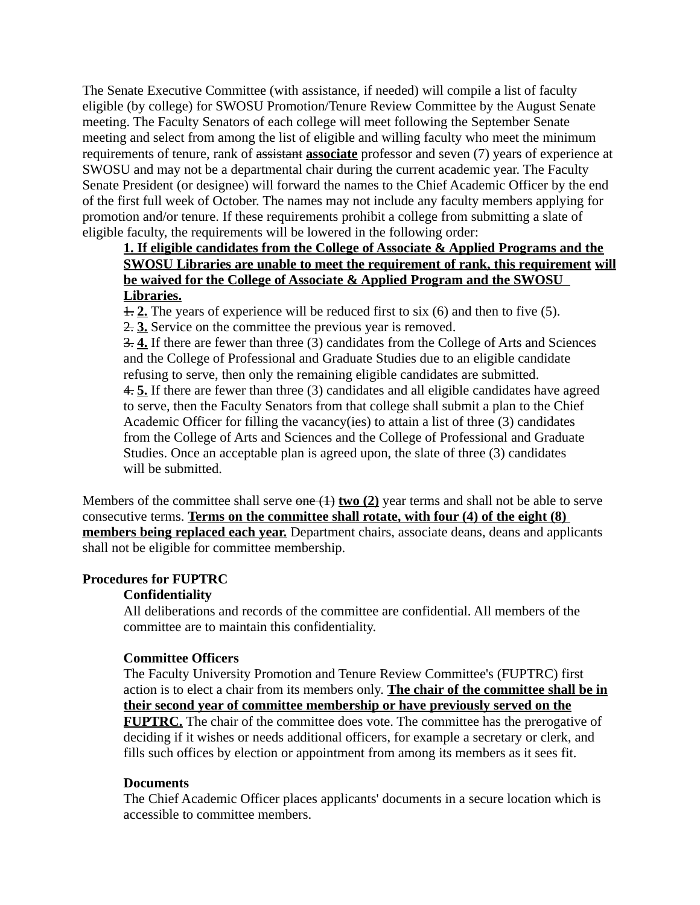The Senate Executive Committee (with assistance, if needed) will compile a list of faculty eligible (by college) for SWOSU Promotion/Tenure Review Committee by the August Senate meeting. The Faculty Senators of each college will meet following the September Senate meeting and select from among the list of eligible and willing faculty who meet the minimum requirements of tenure, rank of ~~assistant~~ **associate** professor and seven (7) years of experience at SWOSU and may not be a departmental chair during the current academic year. The Faculty Senate President (or designee) will forward the names to the Chief Academic Officer by the end of the first full week of October. The names may not include any faculty members applying for promotion and/or tenure. If these requirements prohibit a college from submitting a slate of eligible faculty, the requirements will be lowered in the following order:

> **1. If eligible candidates from the College of Associate & Applied Programs and the SWOSU Libraries are unable to meet the requirement of rank, this requirement will be waived for the College of Associate & Applied Program and the SWOSU Libraries.**
>
> ~~1.~~ **2.** The years of experience will be reduced first to six (6) and then to five (5).
>
> ~~2.~~ **3.** Service on the committee the previous year is removed.
>
> ~~3.~~ **4.** If there are fewer than three (3) candidates from the College of Arts and Sciences and the College of Professional and Graduate Studies due to an eligible candidate refusing to serve, then only the remaining eligible candidates are submitted.
>
> ~~4.~~ **5.** If there are fewer than three (3) candidates and all eligible candidates have agreed to serve, then the Faculty Senators from that college shall submit a plan to the Chief Academic Officer for filling the vacancy(ies) to attain a list of three (3) candidates from the College of Arts and Sciences and the College of Professional and Graduate Studies. Once an acceptable plan is agreed upon, the slate of three (3) candidates will be submitted.

Members of the committee shall serve ~~one (1)~~ **two (2)** year terms and shall not be able to serve consecutive terms. **Terms on the committee shall rotate, with four (4) of the eight (8) members being replaced each year.** Department chairs, associate deans, deans and applicants shall not be eligible for committee membership.

**Procedures for FUPTRC**

**Confidentiality**

All deliberations and records of the committee are confidential. All members of the committee are to maintain this confidentiality.

**Committee Officers**

The Faculty University Promotion and Tenure Review Committee's (FUPTRC) first action is to elect a chair from its members only. **The chair of the committee shall be in their second year of committee membership or have previously served on the FUPTRC.** The chair of the committee does vote. The committee has the prerogative of deciding if it wishes or needs additional officers, for example a secretary or clerk, and fills such offices by election or appointment from among its members as it sees fit.

**Documents**

The Chief Academic Officer places applicants' documents in a secure location which is accessible to committee members.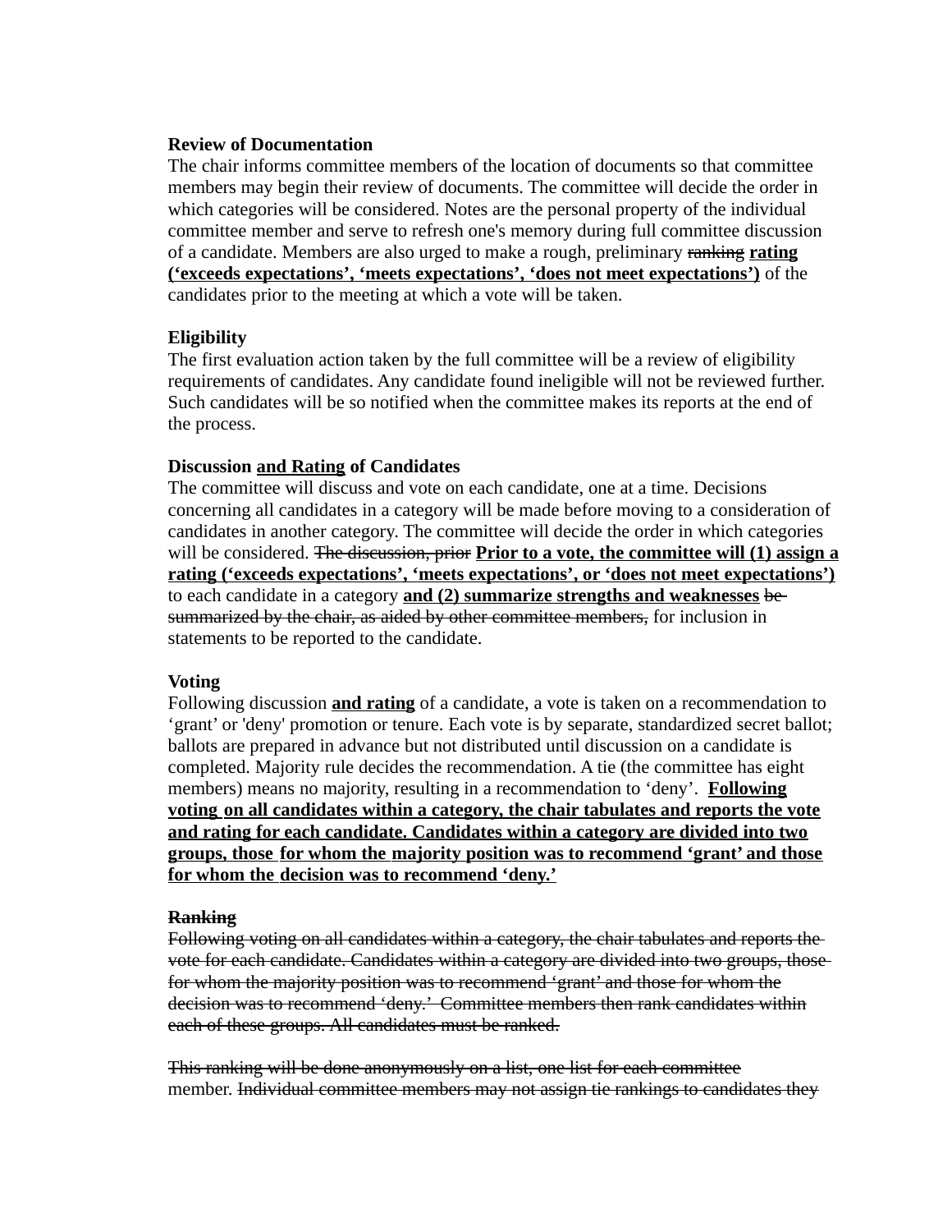**Review of Documentation**

The chair informs committee members of the location of documents so that committee members may begin their review of documents. The committee will decide the order in which categories will be considered. Notes are the personal property of the individual committee member and serve to refresh one's memory during full committee discussion of a candidate. Members are also urged to make a rough, preliminary ~~ranking~~ **<u>rating (‘exceeds expectations’, ‘meets expectations’, ‘does not meet expectations’)</u>** of the candidates prior to the meeting at which a vote will be taken.

**Eligibility**

The first evaluation action taken by the full committee will be a review of eligibility requirements of candidates. Any candidate found ineligible will not be reviewed further. Such candidates will be so notified when the committee makes its reports at the end of the process.

**Discussion <u>and Rating</u> of Candidates**

The committee will discuss and vote on each candidate, one at a time. Decisions concerning all candidates in a category will be made before moving to a consideration of candidates in another category. The committee will decide the order in which categories will be considered. ~~The discussion, prior~~ **<u>Prior to a vote, the committee will (1) assign a rating (‘exceeds expectations’, ‘meets expectations’, or ‘does not meet expectations’)</u>** to each candidate in a category **<u>and (2) summarize strengths and weaknesses</u>** ~~be summarized by the chair, as aided by other committee members,~~ for inclusion in statements to be reported to the candidate.

**Voting**

Following discussion **<u>and rating</u>** of a candidate, a vote is taken on a recommendation to ‘grant’ or 'deny' promotion or tenure. Each vote is by separate, standardized secret ballot; ballots are prepared in advance but not distributed until discussion on a candidate is completed. Majority rule decides the recommendation. A tie (the committee has eight members) means no majority, resulting in a recommendation to ‘deny’. **<u>Following voting on all candidates within a category, the chair tabulates and reports the vote and rating for each candidate. Candidates within a category are divided into two groups, those for whom the majority position was to recommend ‘grant’ and those for whom the decision was to recommend ‘deny.’</u>**

~~**Ranking**~~

~~Following voting on all candidates within a category, the chair tabulates and reports the vote for each candidate. Candidates within a category are divided into two groups, those for whom the majority position was to recommend ‘grant’ and those for whom the decision was to recommend ‘deny.’ Committee members then rank candidates within each of these groups. All candidates must be ranked.~~

~~This ranking will be done anonymously on a list, one list for each committee~~ member. ~~Individual committee members may not assign tie rankings to candidates they~~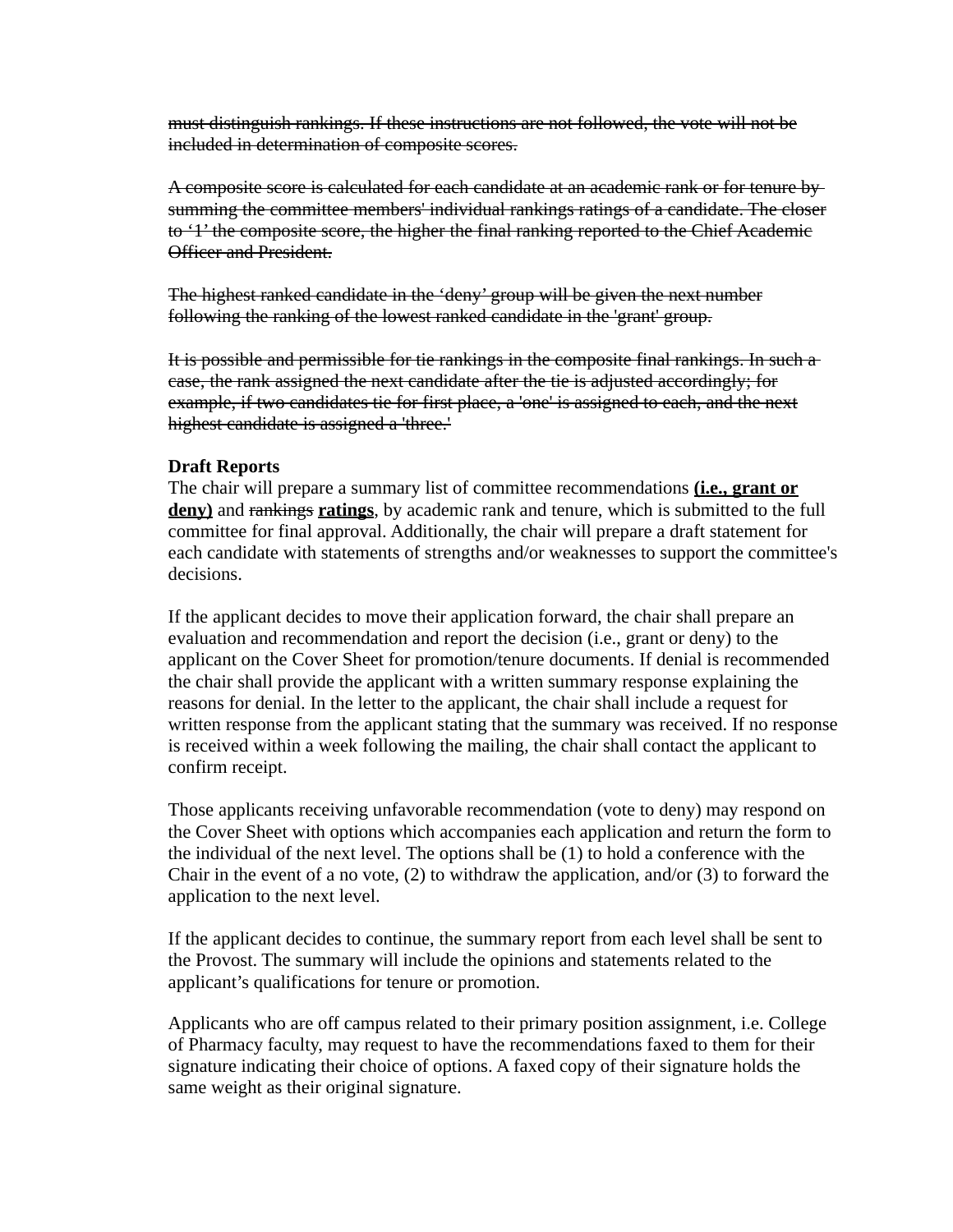~~must distinguish rankings. If these instructions are not followed, the vote will not be included in determination of composite scores.~~

~~A composite score is calculated for each candidate at an academic rank or for tenure by summing the committee members' individual rankings ratings of a candidate. The closer to '1' the composite score, the higher the final ranking reported to the Chief Academic Officer and President.~~

~~The highest ranked candidate in the 'deny' group will be given the next number following the ranking of the lowest ranked candidate in the 'grant' group.~~

~~It is possible and permissible for tie rankings in the composite final rankings. In such a case, the rank assigned the next candidate after the tie is adjusted accordingly; for example, if two candidates tie for first place, a 'one' is assigned to each, and the next highest candidate is assigned a 'three.'~~

**Draft Reports**

The chair will prepare a summary list of committee recommendations **(i.e., grant or deny)** and ~~rankings~~ **ratings**, by academic rank and tenure, which is submitted to the full committee for final approval. Additionally, the chair will prepare a draft statement for each candidate with statements of strengths and/or weaknesses to support the committee's decisions.

If the applicant decides to move their application forward, the chair shall prepare an evaluation and recommendation and report the decision (i.e., grant or deny) to the applicant on the Cover Sheet for promotion/tenure documents. If denial is recommended the chair shall provide the applicant with a written summary response explaining the reasons for denial. In the letter to the applicant, the chair shall include a request for written response from the applicant stating that the summary was received. If no response is received within a week following the mailing, the chair shall contact the applicant to confirm receipt.

Those applicants receiving unfavorable recommendation (vote to deny) may respond on the Cover Sheet with options which accompanies each application and return the form to the individual of the next level. The options shall be (1) to hold a conference with the Chair in the event of a no vote, (2) to withdraw the application, and/or (3) to forward the application to the next level.

If the applicant decides to continue, the summary report from each level shall be sent to the Provost. The summary will include the opinions and statements related to the applicant's qualifications for tenure or promotion.

Applicants who are off campus related to their primary position assignment, i.e. College of Pharmacy faculty, may request to have the recommendations faxed to them for their signature indicating their choice of options. A faxed copy of their signature holds the same weight as their original signature.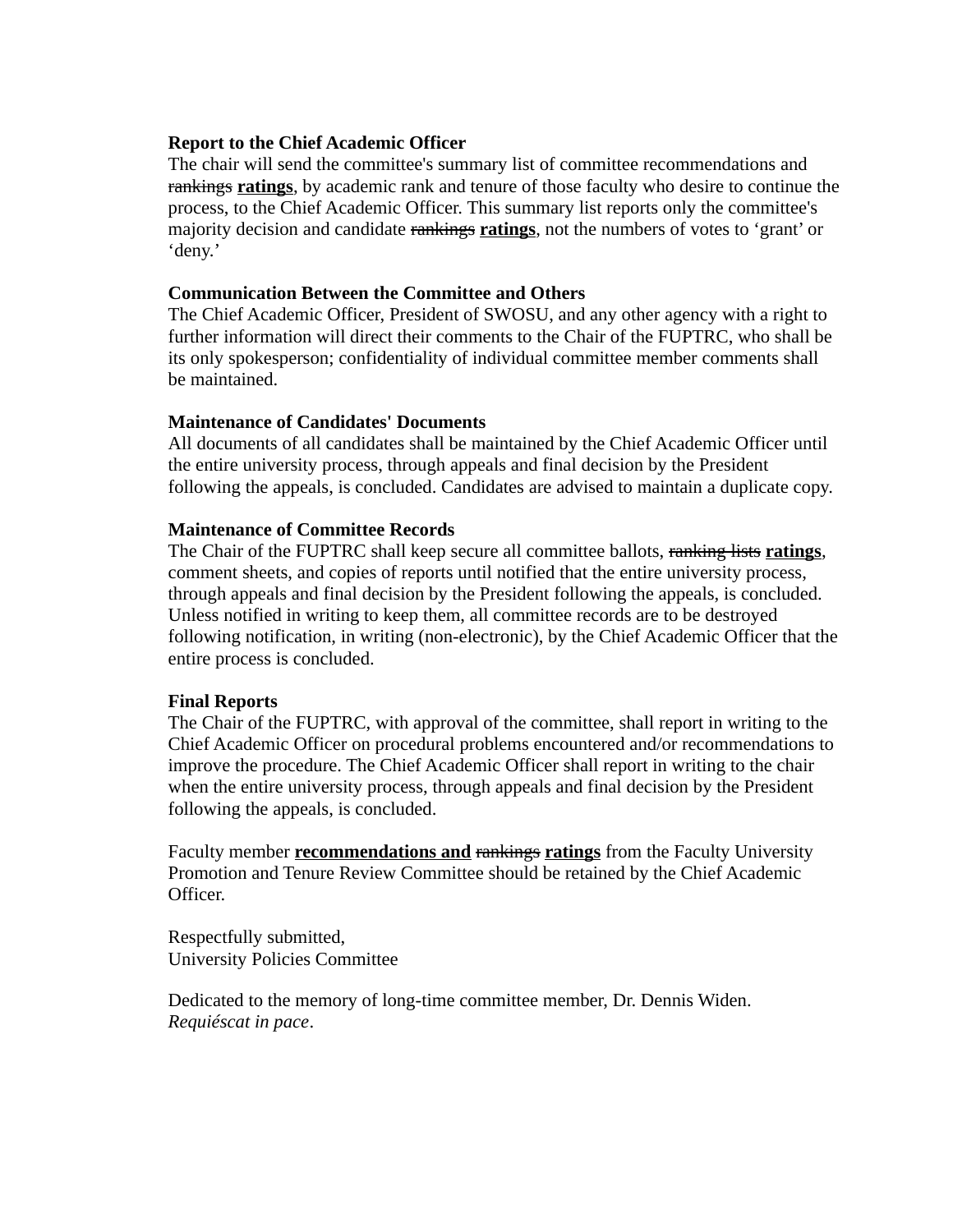**Report to the Chief Academic Officer**
The chair will send the committee's summary list of committee recommendations and ~~rankings~~ **ratings**, by academic rank and tenure of those faculty who desire to continue the process, to the Chief Academic Officer. This summary list reports only the committee's majority decision and candidate ~~rankings~~ **ratings**, not the numbers of votes to 'grant' or 'deny.'

**Communication Between the Committee and Others**
The Chief Academic Officer, President of SWOSU, and any other agency with a right to further information will direct their comments to the Chair of the FUPTRC, who shall be its only spokesperson; confidentiality of individual committee member comments shall be maintained.

**Maintenance of Candidates' Documents**
All documents of all candidates shall be maintained by the Chief Academic Officer until the entire university process, through appeals and final decision by the President following the appeals, is concluded. Candidates are advised to maintain a duplicate copy.

**Maintenance of Committee Records**
The Chair of the FUPTRC shall keep secure all committee ballots, ~~ranking lists~~ **ratings**, comment sheets, and copies of reports until notified that the entire university process, through appeals and final decision by the President following the appeals, is concluded. Unless notified in writing to keep them, all committee records are to be destroyed following notification, in writing (non-electronic), by the Chief Academic Officer that the entire process is concluded.

**Final Reports**
The Chair of the FUPTRC, with approval of the committee, shall report in writing to the Chief Academic Officer on procedural problems encountered and/or recommendations to improve the procedure. The Chief Academic Officer shall report in writing to the chair when the entire university process, through appeals and final decision by the President following the appeals, is concluded.

Faculty member **recommendations and** ~~rankings~~ **ratings** from the Faculty University Promotion and Tenure Review Committee should be retained by the Chief Academic Officer.

Respectfully submitted,
University Policies Committee

Dedicated to the memory of long-time committee member, Dr. Dennis Widen.
*Requiéscat in pace*.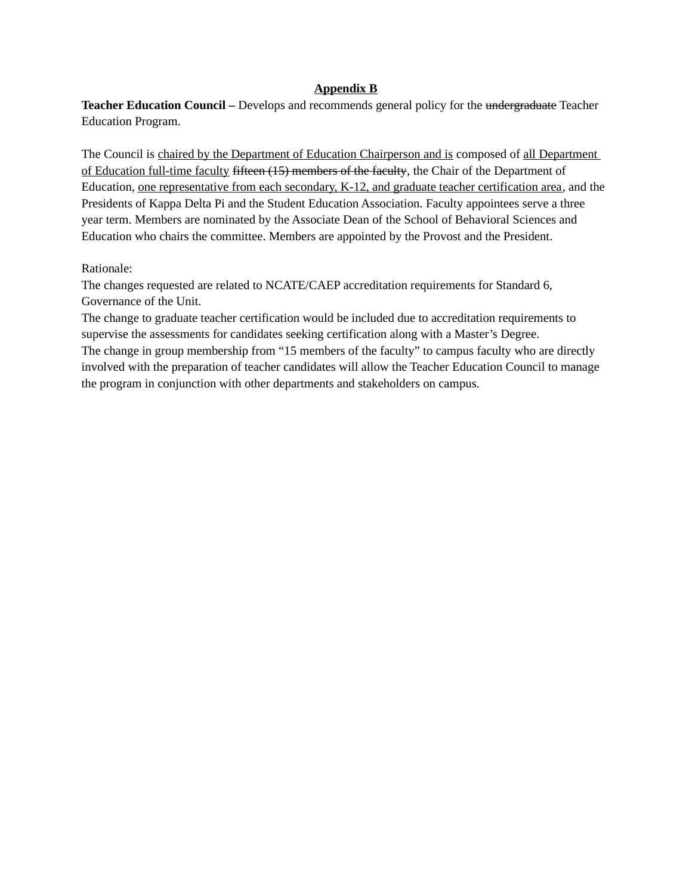**Appendix B**

**Teacher Education Council –** Develops and recommends general policy for the ~~undergraduate~~ Teacher Education Program.

The Council is <u>chaired by the Department of Education Chairperson and is</u> composed of <u>all Department of Education full-time faculty</u> ~~fifteen (15) members of the faculty~~, the Chair of the Department of Education, <u>one representative from each secondary, K-12, and graduate teacher certification area</u>, and the Presidents of Kappa Delta Pi and the Student Education Association. Faculty appointees serve a three year term. Members are nominated by the Associate Dean of the School of Behavioral Sciences and Education who chairs the committee. Members are appointed by the Provost and the President.

Rationale:
The changes requested are related to NCATE/CAEP accreditation requirements for Standard 6, Governance of the Unit.
The change to graduate teacher certification would be included due to accreditation requirements to supervise the assessments for candidates seeking certification along with a Master's Degree.
The change in group membership from "15 members of the faculty" to campus faculty who are directly involved with the preparation of teacher candidates will allow the Teacher Education Council to manage the program in conjunction with other departments and stakeholders on campus.